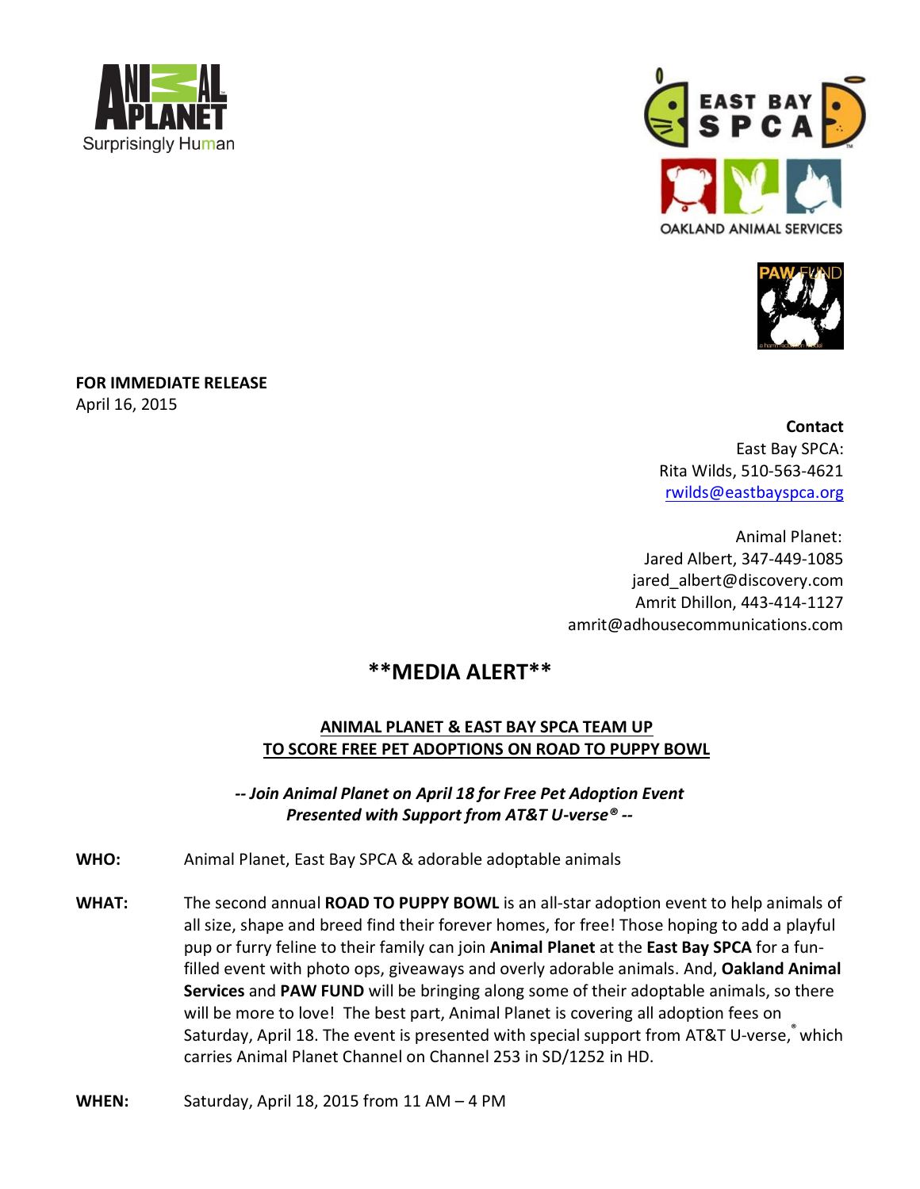**FOR IMMEDIATE RELEASE**
April 16, 2015

**Contact**
East Bay SPCA:
Rita Wilds, 510-563-4621
rwilds@eastbayspca.org

Animal Planet:
Jared Albert, 347-449-1085
jared_albert@discovery.com
Amrit Dhillon, 443-414-1127
amrit@adhousecommunications.com

# **MEDIA ALERT**

## ANIMAL PLANET & EAST BAY SPCA TEAM UP TO SCORE FREE PET ADOPTIONS ON ROAD TO PUPPY BOWL

***-- Join Animal Planet on April 18 for Free Pet Adoption Event Presented with Support from AT&T U-verse® --***

**WHO:** Animal Planet, East Bay SPCA & adorable adoptable animals

**WHAT:** The second annual **ROAD TO PUPPY BOWL** is an all-star adoption event to help animals of all size, shape and breed find their forever homes, for free! Those hoping to add a playful pup or furry feline to their family can join **Animal Planet** at the **East Bay SPCA** for a fun-filled event with photo ops, giveaways and overly adorable animals. And, **Oakland Animal Services** and **PAW FUND** will be bringing along some of their adoptable animals, so there will be more to love! The best part, Animal Planet is covering all adoption fees on Saturday, April 18. The event is presented with special support from AT&T U-verse,® which carries Animal Planet Channel on Channel 253 in SD/1252 in HD.

**WHEN:** Saturday, April 18, 2015 from 11 AM – 4 PM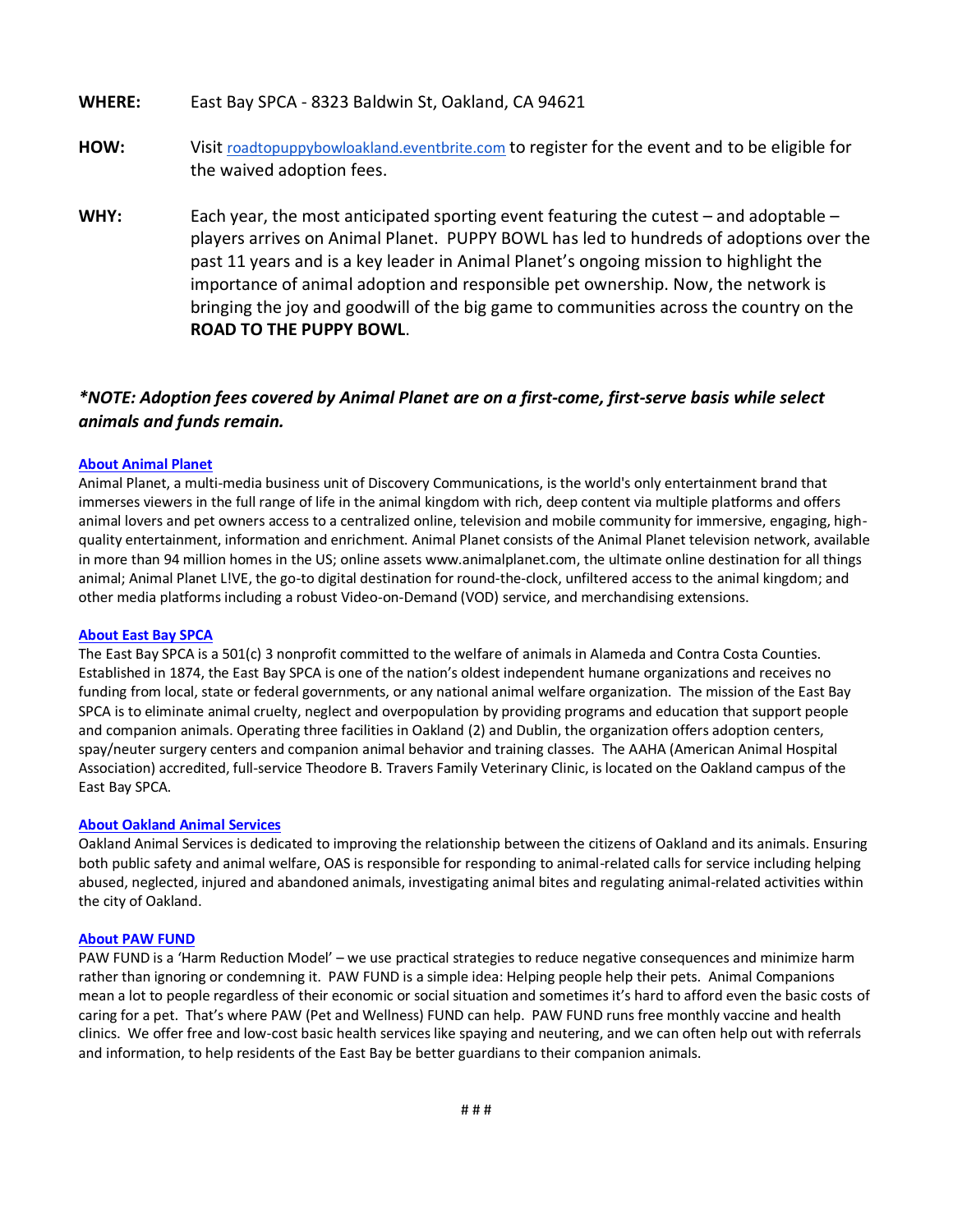**WHERE:** East Bay SPCA - 8323 Baldwin St, Oakland, CA 94621

**HOW:** Visit roadtopuppybowloakland.eventbrite.com to register for the event and to be eligible for the waived adoption fees.

**WHY:** Each year, the most anticipated sporting event featuring the cutest – and adoptable – players arrives on Animal Planet. PUPPY BOWL has led to hundreds of adoptions over the past 11 years and is a key leader in Animal Planet's ongoing mission to highlight the importance of animal adoption and responsible pet ownership. Now, the network is bringing the joy and goodwill of the big game to communities across the country on the **ROAD TO THE PUPPY BOWL**.

***\*NOTE: Adoption fees covered by Animal Planet are on a first-come, first-serve basis while select animals and funds remain.***

**About Animal Planet**

Animal Planet, a multi-media business unit of Discovery Communications, is the world's only entertainment brand that immerses viewers in the full range of life in the animal kingdom with rich, deep content via multiple platforms and offers animal lovers and pet owners access to a centralized online, television and mobile community for immersive, engaging, high-quality entertainment, information and enrichment. Animal Planet consists of the Animal Planet television network, available in more than 94 million homes in the US; online assets www.animalplanet.com, the ultimate online destination for all things animal; Animal Planet L!VE, the go-to digital destination for round-the-clock, unfiltered access to the animal kingdom; and other media platforms including a robust Video-on-Demand (VOD) service, and merchandising extensions.

**About East Bay SPCA**

The East Bay SPCA is a 501(c) 3 nonprofit committed to the welfare of animals in Alameda and Contra Costa Counties. Established in 1874, the East Bay SPCA is one of the nation's oldest independent humane organizations and receives no funding from local, state or federal governments, or any national animal welfare organization. The mission of the East Bay SPCA is to eliminate animal cruelty, neglect and overpopulation by providing programs and education that support people and companion animals. Operating three facilities in Oakland (2) and Dublin, the organization offers adoption centers, spay/neuter surgery centers and companion animal behavior and training classes. The AAHA (American Animal Hospital Association) accredited, full-service Theodore B. Travers Family Veterinary Clinic, is located on the Oakland campus of the East Bay SPCA.

**About Oakland Animal Services**

Oakland Animal Services is dedicated to improving the relationship between the citizens of Oakland and its animals. Ensuring both public safety and animal welfare, OAS is responsible for responding to animal-related calls for service including helping abused, neglected, injured and abandoned animals, investigating animal bites and regulating animal-related activities within the city of Oakland.

**About PAW FUND**

PAW FUND is a 'Harm Reduction Model' – we use practical strategies to reduce negative consequences and minimize harm rather than ignoring or condemning it. PAW FUND is a simple idea: Helping people help their pets. Animal Companions mean a lot to people regardless of their economic or social situation and sometimes it's hard to afford even the basic costs of caring for a pet. That's where PAW (Pet and Wellness) FUND can help. PAW FUND runs free monthly vaccine and health clinics. We offer free and low-cost basic health services like spaying and neutering, and we can often help out with referrals and information, to help residents of the East Bay be better guardians to their companion animals.

# # #